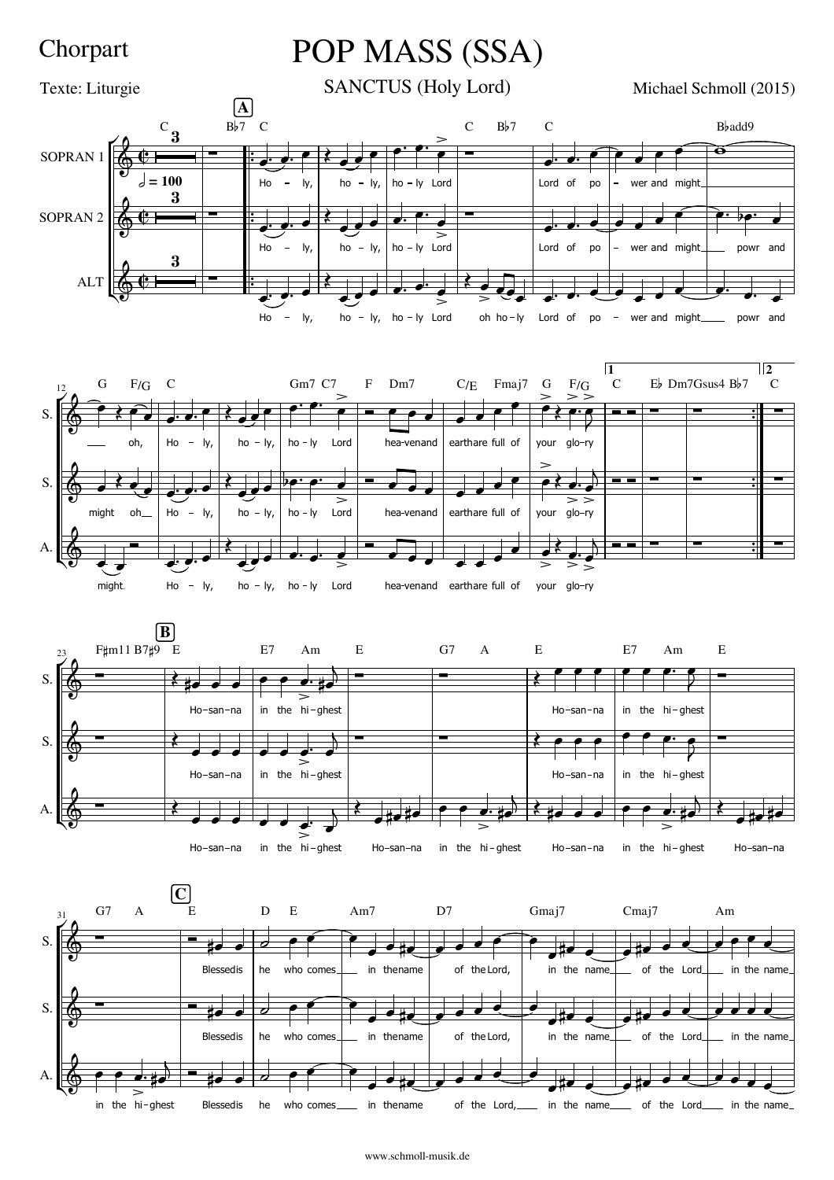Chorpart

# POP MASS (SSA)

Texte: Liturgie

## SANCTUS (Holy Lord)

Michael Schmoll (2015)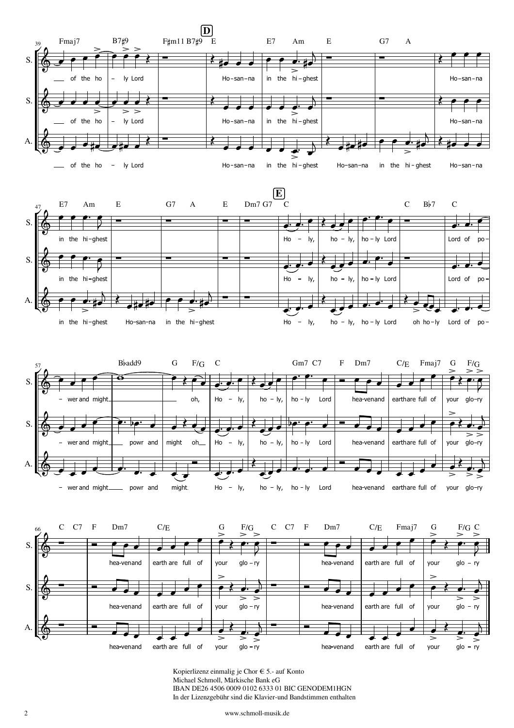Kopierlizenz einmalig je Chor € 5.- auf Konto
Michael Schmoll, Märkische Bank eG
IBAN DE26 4506 0009 0102 6333 01 BIC GENODEM1HGN
In der Lizenzgebühr sind die Klavier-und Bandstimmen enthalten

www.schmoll-musik.de